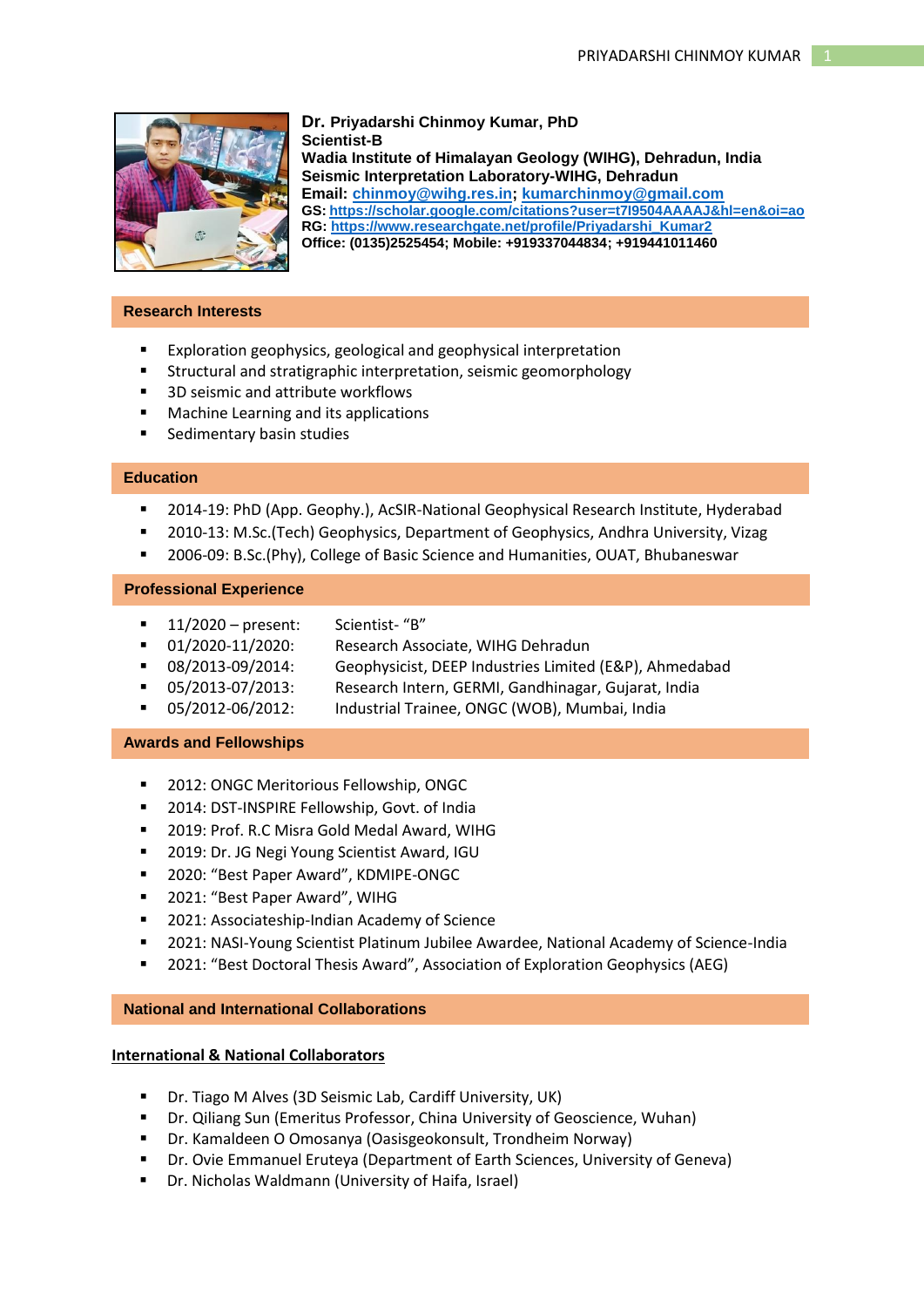**Dr. Priyadarshi Chinmoy Kumar, PhD**
**Scientist-B**
**Wadia Institute of Himalayan Geology (WIHG), Dehradun, India**
**Seismic Interpretation Laboratory-WIHG, Dehradun**
**Email: chinmoy@wihg.res.in; kumarchinmoy@gmail.com**
**GS: https://scholar.google.com/citations?user=t7I9504AAAAJ&hl=en&oi=ao**
**RG: https://www.researchgate.net/profile/Priyadarshi_Kumar2**
**Office: (0135)2525454; Mobile: +919337044834; +919441011460**

## Research Interests

- Exploration geophysics, geological and geophysical interpretation
- Structural and stratigraphic interpretation, seismic geomorphology
- 3D seismic and attribute workflows
- Machine Learning and its applications
- Sedimentary basin studies

## Education

- 2014-19: PhD (App. Geophy.), AcSIR-National Geophysical Research Institute, Hyderabad
- 2010-13: M.Sc.(Tech) Geophysics, Department of Geophysics, Andhra University, Vizag
- 2006-09: B.Sc.(Phy), College of Basic Science and Humanities, OUAT, Bhubaneswar

## Professional Experience

- 11/2020 – present: Scientist- "B"
- 01/2020-11/2020: Research Associate, WIHG Dehradun
- 08/2013-09/2014: Geophysicist, DEEP Industries Limited (E&P), Ahmedabad
- 05/2013-07/2013: Research Intern, GERMI, Gandhinagar, Gujarat, India
- 05/2012-06/2012: Industrial Trainee, ONGC (WOB), Mumbai, India

## Awards and Fellowships

- 2012: ONGC Meritorious Fellowship, ONGC
- 2014: DST-INSPIRE Fellowship, Govt. of India
- 2019: Prof. R.C Misra Gold Medal Award, WIHG
- 2019: Dr. JG Negi Young Scientist Award, IGU
- 2020: "Best Paper Award", KDMIPE-ONGC
- 2021: "Best Paper Award", WIHG
- 2021: Associateship-Indian Academy of Science
- 2021: NASI-Young Scientist Platinum Jubilee Awardee, National Academy of Science-India
- 2021: "Best Doctoral Thesis Award", Association of Exploration Geophysics (AEG)

## National and International Collaborations

### International & National Collaborators

- Dr. Tiago M Alves (3D Seismic Lab, Cardiff University, UK)
- Dr. Qiliang Sun (Emeritus Professor, China University of Geoscience, Wuhan)
- Dr. Kamaldeen O Omosanya (Oasisgeokonsult, Trondheim Norway)
- Dr. Ovie Emmanuel Eruteya (Department of Earth Sciences, University of Geneva)
- Dr. Nicholas Waldmann (University of Haifa, Israel)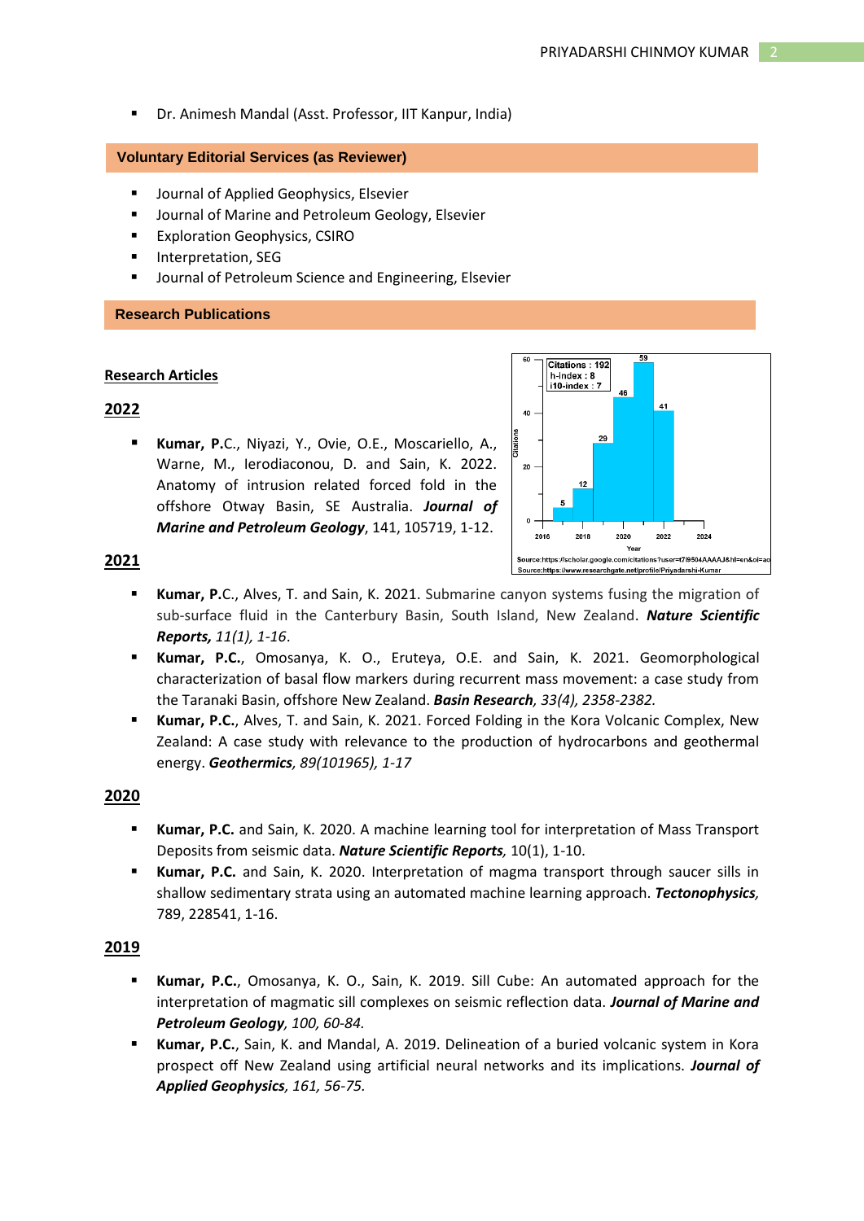- Dr. Animesh Mandal (Asst. Professor, IIT Kanpur, India)

## Voluntary Editorial Services (as Reviewer)

- Journal of Applied Geophysics, Elsevier
- Journal of Marine and Petroleum Geology, Elsevier
- Exploration Geophysics, CSIRO
- Interpretation, SEG
- Journal of Petroleum Science and Engineering, Elsevier

## Research Publications

### Research Articles

Citations : 192
h-index : 8
i10-index : 7

| Year | Citations |
|---|---|
| 2016 | 5 |
| 2017 | 12 |
| 2018 | 29 |
| 2019 | 46 |
| 2020 | 59 |
| 2021 | 41 |

Source:https://scholar.google.com/citations?user=t79504AAAAJ&hl=en&oi=ao
Source:https://www.researchgate.net/profile/Priyadarshi-Kumar

#### 2022

- **Kumar, P.**C., Niyazi, Y., Ovie, O.E., Moscariello, A., Warne, M., Ierodiaconou, D. and Sain, K. 2022. Anatomy of intrusion related forced fold in the offshore Otway Basin, SE Australia. ***Journal of Marine and Petroleum Geology***, 141, 105719, 1-12.

#### 2021

- **Kumar, P.**C., Alves, T. and Sain, K. 2021. Submarine canyon systems fusing the migration of sub-surface fluid in the Canterbury Basin, South Island, New Zealand. ***Nature Scientific Reports,*** *11(1), 1-16*.
- **Kumar, P.C.**, Omosanya, K. O., Eruteya, O.E. and Sain, K. 2021. Geomorphological characterization of basal flow markers during recurrent mass movement: a case study from the Taranaki Basin, offshore New Zealand. ***Basin Research****, 33(4), 2358-2382.*
- **Kumar, P.C.**, Alves, T. and Sain, K. 2021. Forced Folding in the Kora Volcanic Complex, New Zealand: A case study with relevance to the production of hydrocarbons and geothermal energy. ***Geothermics****, 89(101965), 1-17*

#### 2020

- **Kumar, P.C.** and Sain, K. 2020. A machine learning tool for interpretation of Mass Transport Deposits from seismic data. ***Nature Scientific Reports****,* 10(1), 1-10.
- **Kumar, P.C.** and Sain, K. 2020. Interpretation of magma transport through saucer sills in shallow sedimentary strata using an automated machine learning approach. ***Tectonophysics,*** 789, 228541, 1-16.

#### 2019

- **Kumar, P.C.**, Omosanya, K. O., Sain, K. 2019. Sill Cube: An automated approach for the interpretation of magmatic sill complexes on seismic reflection data. ***Journal of Marine and Petroleum Geology****, 100, 60-84.*
- **Kumar, P.C.**, Sain, K. and Mandal, A. 2019. Delineation of a buried volcanic system in Kora prospect off New Zealand using artificial neural networks and its implications. ***Journal of Applied Geophysics****, 161, 56-75.*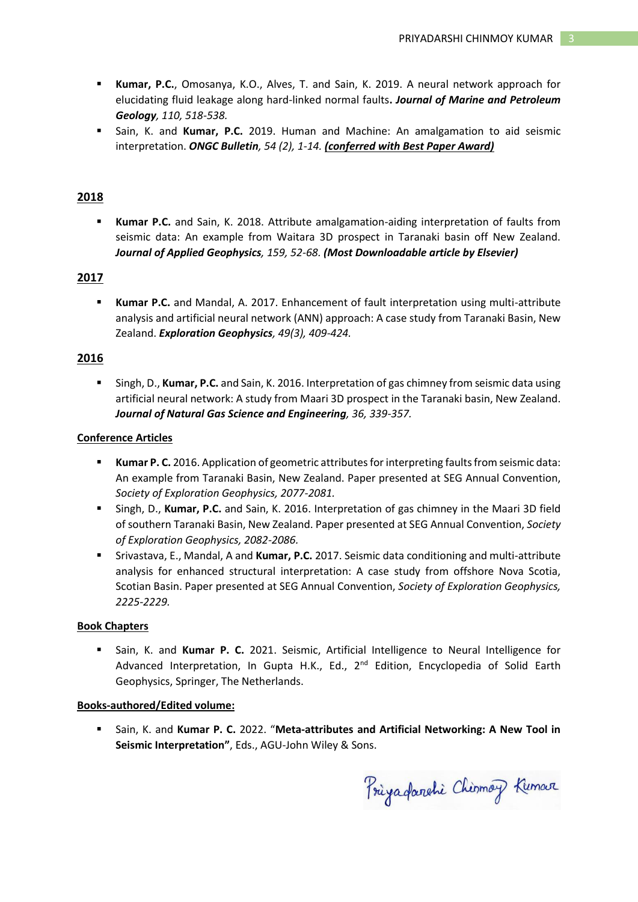- **Kumar, P.C.**, Omosanya, K.O., Alves, T. and Sain, K. 2019. A neural network approach for elucidating fluid leakage along hard-linked normal faults**.** ***Journal of Marine and Petroleum Geology**, 110, 518-538.*
- Sain, K. and **Kumar, P.C.** 2019. Human and Machine: An amalgamation to aid seismic interpretation. ***ONGC Bulletin**, 54 (2), 1-14.* ***(conferred with Best Paper Award)***

## 2018

- **Kumar P.C.** and Sain, K. 2018. Attribute amalgamation-aiding interpretation of faults from seismic data: An example from Waitara 3D prospect in Taranaki basin off New Zealand. ***Journal of Applied Geophysics**, 159, 52-68.* ***(Most Downloadable article by Elsevier)***

## 2017

- **Kumar P.C.** and Mandal, A. 2017. Enhancement of fault interpretation using multi-attribute analysis and artificial neural network (ANN) approach: A case study from Taranaki Basin, New Zealand. ***Exploration Geophysics**, 49(3), 409-424.*

## 2016

- Singh, D., **Kumar, P.C.** and Sain, K. 2016. Interpretation of gas chimney from seismic data using artificial neural network: A study from Maari 3D prospect in the Taranaki basin, New Zealand. ***Journal of Natural Gas Science and Engineering**, 36, 339-357.*

## Conference Articles

- **Kumar P. C.** 2016. Application of geometric attributes for interpreting faults from seismic data: An example from Taranaki Basin, New Zealand. Paper presented at SEG Annual Convention, *Society of Exploration Geophysics, 2077-2081.*
- Singh, D., **Kumar, P.C.** and Sain, K. 2016. Interpretation of gas chimney in the Maari 3D field of southern Taranaki Basin, New Zealand. Paper presented at SEG Annual Convention, *Society of Exploration Geophysics, 2082-2086.*
- Srivastava, E., Mandal, A and **Kumar, P.C.** 2017. Seismic data conditioning and multi-attribute analysis for enhanced structural interpretation: A case study from offshore Nova Scotia, Scotian Basin. Paper presented at SEG Annual Convention, *Society of Exploration Geophysics, 2225-2229.*

## Book Chapters

- Sain, K. and **Kumar P. C.** 2021. Seismic, Artificial Intelligence to Neural Intelligence for Advanced Interpretation, In Gupta H.K., Ed., 2nd Edition, Encyclopedia of Solid Earth Geophysics, Springer, The Netherlands.

## Books-authored/Edited volume:

- Sain, K. and **Kumar P. C.** 2022. "**Meta-attributes and Artificial Networking: A New Tool in Seismic Interpretation"**, Eds., AGU-John Wiley & Sons.

Priyadarshi Chinmoy Kumar